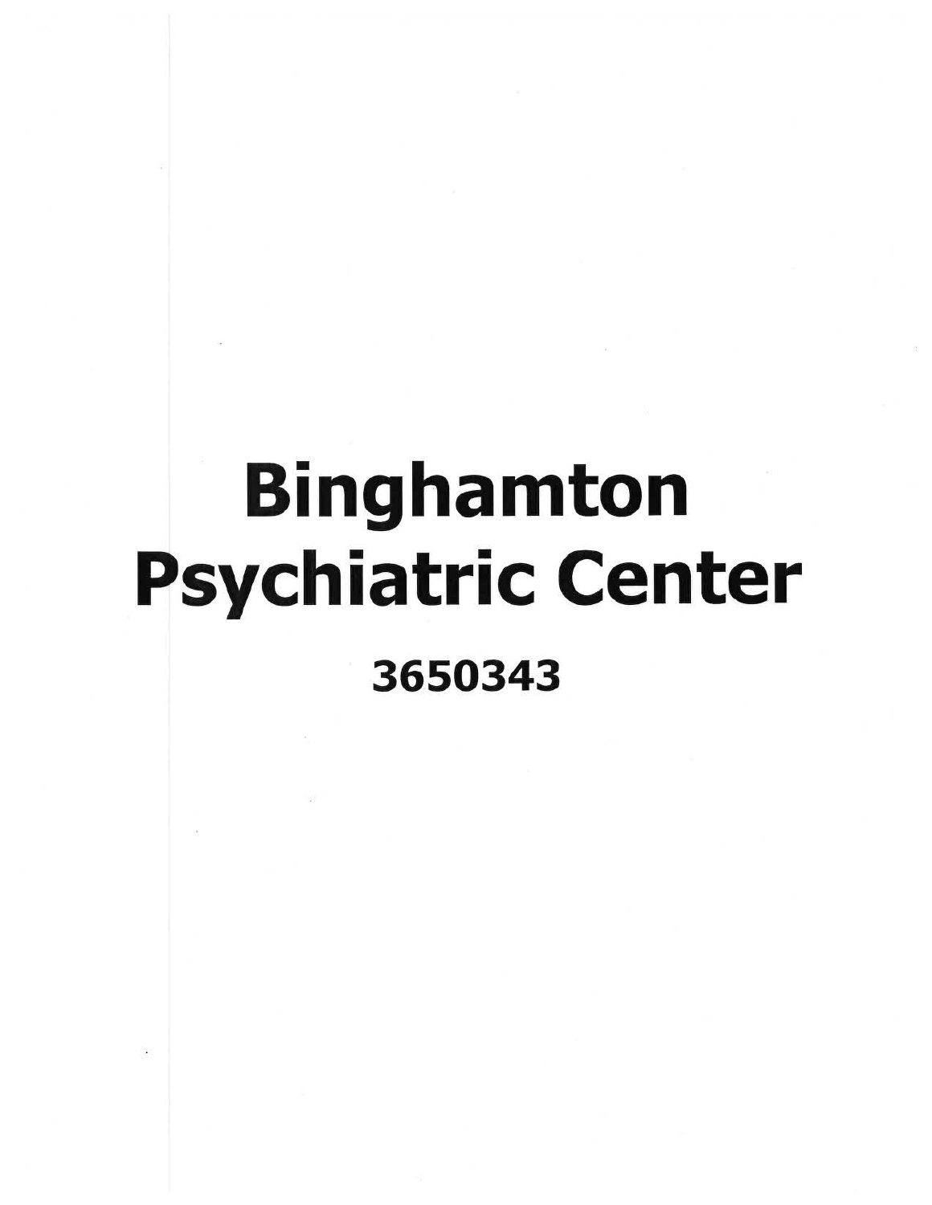# Binghamton Psychiatric Center

**3650343**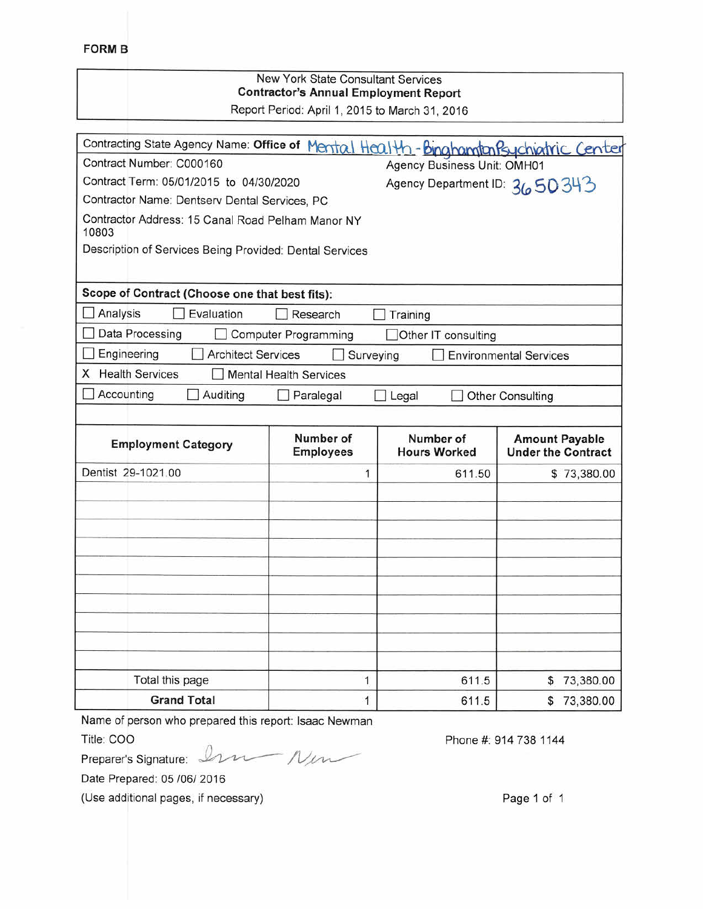**FORM B**

New York State Consultant Services
**Contractor's Annual Employment Report**
Report Period: April 1, 2015 to March 31, 2016

Contracting State Agency Name: **Office of** Mental Health - Binghamton Psychiatric Center

Contract Number: C000160

Agency Business Unit: OMH01

Contract Term: 05/01/2015 to 04/30/2020

Agency Department ID: 3650343

Contractor Name: Dentserv Dental Services, PC

Contractor Address: 15 Canal Road Pelham Manor NY 10803

Description of Services Being Provided: Dental Services

**Scope of Contract (Choose one that best fits):**

- ☐ Analysis ☐ Evaluation ☐ Research ☐ Training
- ☐ Data Processing ☐ Computer Programming ☐ Other IT consulting
- ☐ Engineering ☐ Architect Services ☐ Surveying ☐ Environmental Services
- X Health Services ☐ Mental Health Services
- ☐ Accounting ☐ Auditing ☐ Paralegal ☐ Legal ☐ Other Consulting

| Employment Category | Number of Employees | Number of Hours Worked | Amount Payable Under the Contract |
|---|---|---|---|
| Dentist 29-1021.00 | 1 | 611.50 | $ 73,380.00 |
| | | | |
| | | | |
| | | | |
| | | | |
| | | | |
| | | | |
| | | | |
| | | | |
| | | | |
| | | | |
| Total this page | 1 | 611.5 | $ 73,380.00 |
| **Grand Total** | 1 | 611.5 | $ 73,380.00 |

Name of person who prepared this report: Isaac Newman

Title: COO

Phone #: 914 738 1144

Preparer's Signature: Isaac Newman

Date Prepared: 05 /06/ 2016

(Use additional pages, if necessary)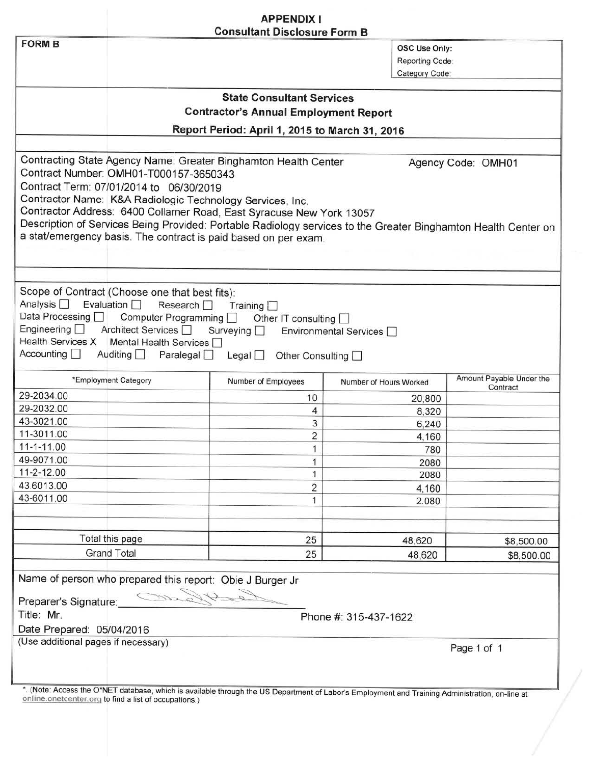# APPENDIX I
## Consultant Disclosure Form B

**FORM B**

**OSC Use Only:**
Reporting Code:
Category Code:

### State Consultant Services
### Contractor's Annual Employment Report
### Report Period: April 1, 2015 to March 31, 2016

Contracting State Agency Name: Greater Binghamton Health Center Agency Code: OMH01
Contract Number: OMH01-T000157-3650343
Contract Term: 07/01/2014 to 06/30/2019
Contractor Name: K&A Radiologic Technology Services, Inc.
Contractor Address: 6400 Collamer Road, East Syracuse New York 13057
Description of Services Being Provided: Portable Radiology services to the Greater Binghamton Health Center on a stat/emergency basis. The contract is paid based on per exam.

Scope of Contract (Choose one that best fits):
Analysis ☐ Evaluation ☐ Research ☐ Training ☐
Data Processing ☐ Computer Programming ☐ Other IT consulting ☐
Engineering ☐ Architect Services ☐ Surveying ☐ Environmental Services ☐
Health Services X Mental Health Services ☐
Accounting ☐ Auditing ☐ Paralegal ☐ Legal ☐ Other Consulting ☐

| *Employment Category | Number of Employees | Number of Hours Worked | Amount Payable Under the Contract |
|---|---|---|---|
| 29-2034.00 | 10 | 20,800 | |
| 29-2032.00 | 4 | 8,320 | |
| 43-3021.00 | 3 | 6,240 | |
| 11-3011.00 | 2 | 4,160 | |
| 11-1-11.00 | 1 | 780 | |
| 49-9071.00 | 1 | 2080 | |
| 11-2-12.00 | 1 | 2080 | |
| 43.6013.00 | 2 | 4,160 | |
| 43-6011.00 | 1 | 2.080 | |
| | | | |
| | | | |
| Total this page | 25 | 48,620 | $8,500.00 |
| Grand Total | 25 | 48,620 | $8,500.00 |

Name of person who prepared this report: Obie J Burger Jr

Preparer's Signature: ______________________

Title: Mr. Phone #: 315-437-1622

Date Prepared: 05/04/2016

(Use additional pages if necessary)

*. (Note: Access the O*NET database, which is available through the US Department of Labor's Employment and Training Administration, on-line at online.onetcenter.org to find a list of occupations.)